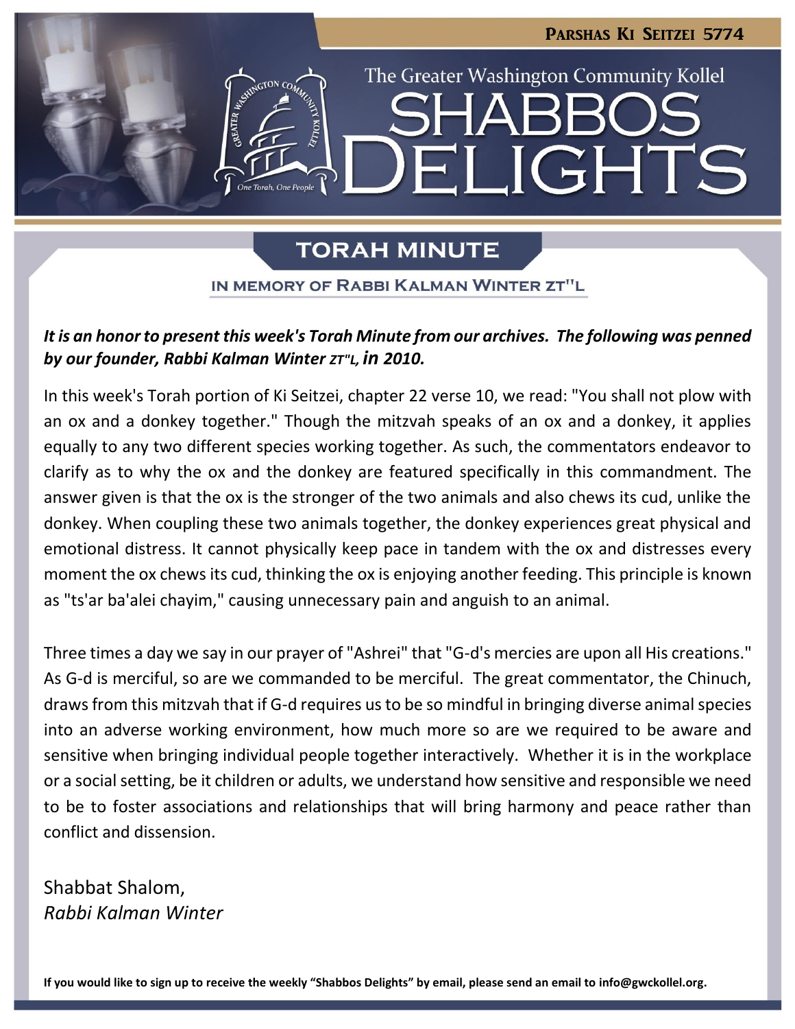**Parshas Ki Seitzei 5774**

The Greater Washington Community Kollel

# SHABBOS DELIGHTS

## TORAH MINUTE

### IN MEMORY OF RABBI KALMAN WINTER ZT"L

***It is an honor to present this week's Torah Minute from our archives. The following was penned by our founder, Rabbi Kalman Winter zt"l, in 2010.***

In this week's Torah portion of Ki Seitzei, chapter 22 verse 10, we read: "You shall not plow with an ox and a donkey together." Though the mitzvah speaks of an ox and a donkey, it applies equally to any two different species working together. As such, the commentators endeavor to clarify as to why the ox and the donkey are featured specifically in this commandment. The answer given is that the ox is the stronger of the two animals and also chews its cud, unlike the donkey. When coupling these two animals together, the donkey experiences great physical and emotional distress. It cannot physically keep pace in tandem with the ox and distresses every moment the ox chews its cud, thinking the ox is enjoying another feeding. This principle is known as "ts'ar ba'alei chayim," causing unnecessary pain and anguish to an animal.

Three times a day we say in our prayer of "Ashrei" that "G-d's mercies are upon all His creations." As G-d is merciful, so are we commanded to be merciful. The great commentator, the Chinuch, draws from this mitzvah that if G-d requires us to be so mindful in bringing diverse animal species into an adverse working environment, how much more so are we required to be aware and sensitive when bringing individual people together interactively. Whether it is in the workplace or a social setting, be it children or adults, we understand how sensitive and responsible we need to be to foster associations and relationships that will bring harmony and peace rather than conflict and dissension.

Shabbat Shalom,
*Rabbi Kalman Winter*

**If you would like to sign up to receive the weekly "Shabbos Delights" by email, please send an email to info@gwckollel.org.**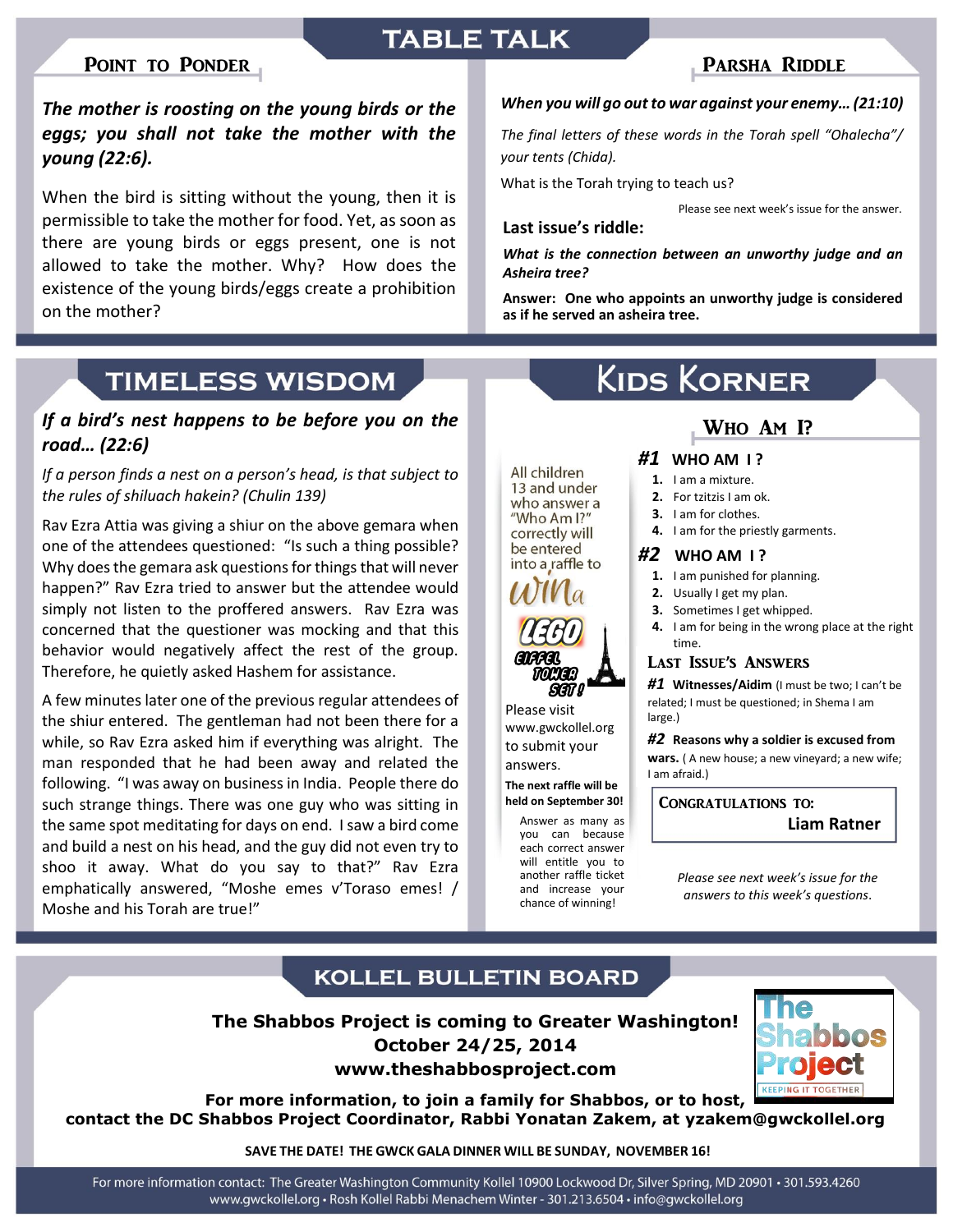# TABLE TALK

## Point to Ponder

***The mother is roosting on the young birds or the eggs; you shall not take the mother with the young (22:6).***

When the bird is sitting without the young, then it is permissible to take the mother for food. Yet, as soon as there are young birds or eggs present, one is not allowed to take the mother. Why? How does the existence of the young birds/eggs create a prohibition on the mother?

## Parsha Riddle

***When you will go out to war against your enemy… (21:10)***

*The final letters of these words in the Torah spell "Ohalecha"/ your tents (Chida).*

What is the Torah trying to teach us?

Please see next week's issue for the answer.

**Last issue's riddle:**

***What is the connection between an unworthy judge and an Asheira tree?***

**Answer: One who appoints an unworthy judge is considered as if he served an asheira tree.**

# TIMELESS WISDOM

***If a bird's nest happens to be before you on the road… (22:6)***

*If a person finds a nest on a person's head, is that subject to the rules of shiluach hakein? (Chulin 139)*

Rav Ezra Attia was giving a shiur on the above gemara when one of the attendees questioned: "Is such a thing possible? Why does the gemara ask questions for things that will never happen?" Rav Ezra tried to answer but the attendee would simply not listen to the proffered answers. Rav Ezra was concerned that the questioner was mocking and that this behavior would negatively affect the rest of the group. Therefore, he quietly asked Hashem for assistance.

A few minutes later one of the previous regular attendees of the shiur entered. The gentleman had not been there for a while, so Rav Ezra asked him if everything was alright. The man responded that he had been away and related the following. "I was away on business in India. People there do such strange things. There was one guy who was sitting in the same spot meditating for days on end. I saw a bird come and build a nest on his head, and the guy did not even try to shoo it away. What do you say to that?" Rav Ezra emphatically answered, "Moshe emes v'Toraso emes! / Moshe and his Torah are true!"

# Kids Korner

All children 13 and under who answer a "Who Am I?" correctly will be entered into a raffle to

Win a LEGO Eiffel Tower Set!

Please visit www.gwckollel.org to submit your answers.

**The next raffle will be held on September 30!**

Answer as many as you can because each correct answer will entitle you to another raffle ticket and increase your chance of winning!

## Who Am I?

### #1 WHO AM I ?

1. I am a mixture.
2. For tzitzis I am ok.
3. I am for clothes.
4. I am for the priestly garments.

### #2 WHO AM I ?

1. I am punished for planning.
2. Usually I get my plan.
3. Sometimes I get whipped.
4. I am for being in the wrong place at the right time.

### Last Issue's Answers

**#1 Witnesses/Aidim** (I must be two; I can't be related; I must be questioned; in Shema I am large.)

**#2 Reasons why a soldier is excused from wars.** ( A new house; a new vineyard; a new wife; I am afraid.)

**Congratulations to: Liam Ratner**

*Please see next week's issue for the answers to this week's questions.*

# KOLLEL BULLETIN BOARD

**The Shabbos Project is coming to Greater Washington!**
**October 24/25, 2014**
**www.theshabbosproject.com**

The Shabbos Project — KEEPING IT TOGETHER

**For more information, to join a family for Shabbos, or to host, contact the DC Shabbos Project Coordinator, Rabbi Yonatan Zakem, at yzakem@gwckollel.org**

**SAVE THE DATE! THE GWCK GALA DINNER WILL BE SUNDAY, NOVEMBER 16!**

For more information contact: The Greater Washington Community Kollel 10900 Lockwood Dr, Silver Spring, MD 20901 • 301.593.4260
www.gwckollel.org • Rosh Kollel Rabbi Menachem Winter - 301.213.6504 • info@gwckollel.org